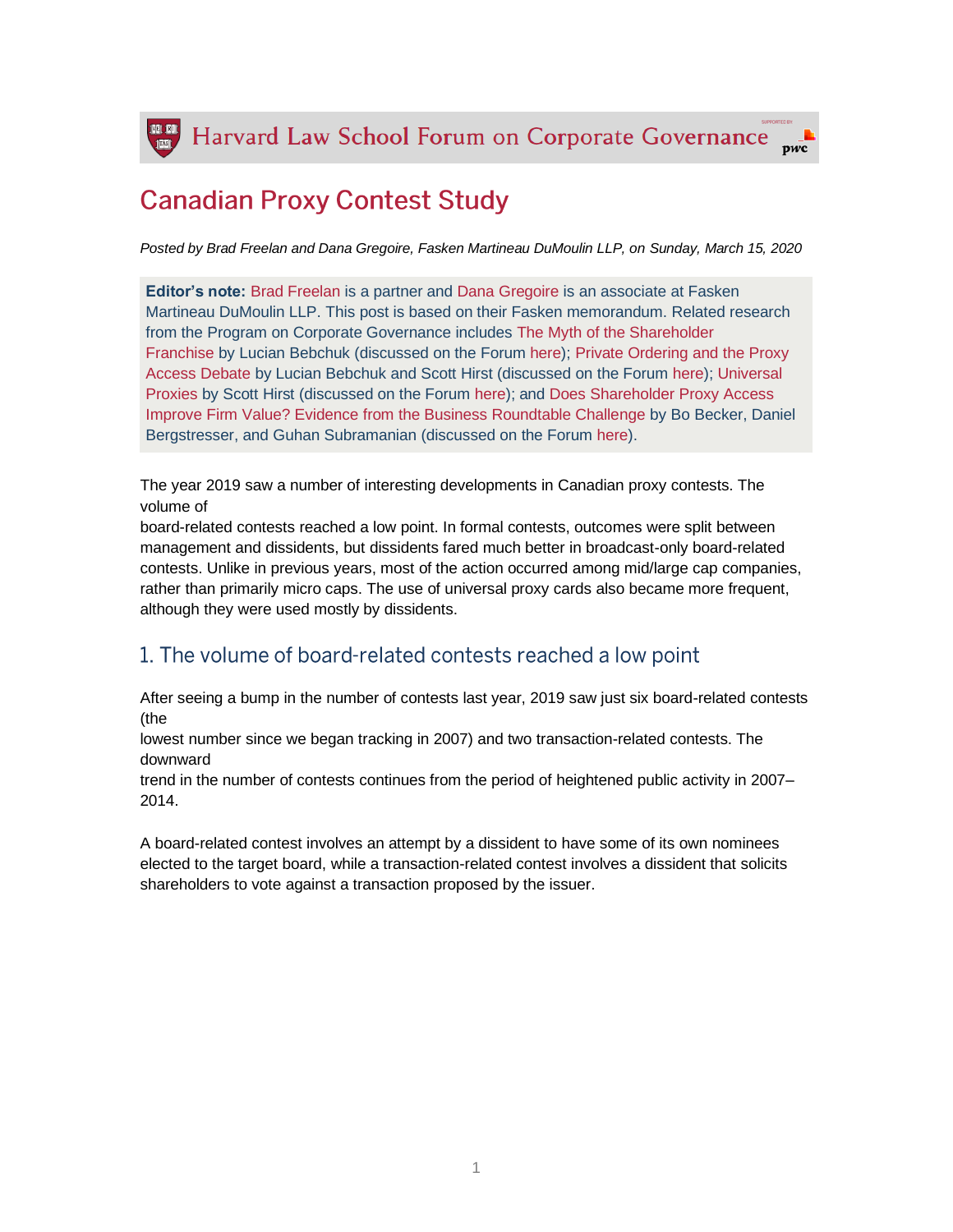Harvard Law School Forum on Corporate Governance

# Canadian Proxy Contest Study

*Posted by Brad Freelan and Dana Gregoire, Fasken Martineau DuMoulin LLP, on Sunday, March 15, 2020*

**Editor's note:** Brad Freelan is a partner and Dana Gregoire is an associate at Fasken Martineau DuMoulin LLP. This post is based on their Fasken memorandum. Related research from the Program on Corporate Governance includes The Myth of the Shareholder Franchise by Lucian Bebchuk (discussed on the Forum here); Private Ordering and the Proxy Access Debate by Lucian Bebchuk and Scott Hirst (discussed on the Forum here); Universal Proxies by Scott Hirst (discussed on the Forum here); and Does Shareholder Proxy Access Improve Firm Value? Evidence from the Business Roundtable Challenge by Bo Becker, Daniel Bergstresser, and Guhan Subramanian (discussed on the Forum here).

The year 2019 saw a number of interesting developments in Canadian proxy contests. The volume of board-related contests reached a low point. In formal contests, outcomes were split between management and dissidents, but dissidents fared much better in broadcast-only board-related contests. Unlike in previous years, most of the action occurred among mid/large cap companies, rather than primarily micro caps. The use of universal proxy cards also became more frequent, although they were used mostly by dissidents.

## 1. The volume of board-related contests reached a low point

After seeing a bump in the number of contests last year, 2019 saw just six board-related contests (the lowest number since we began tracking in 2007) and two transaction-related contests. The downward trend in the number of contests continues from the period of heightened public activity in 2007–2014.

A board-related contest involves an attempt by a dissident to have some of its own nominees elected to the target board, while a transaction-related contest involves a dissident that solicits shareholders to vote against a transaction proposed by the issuer.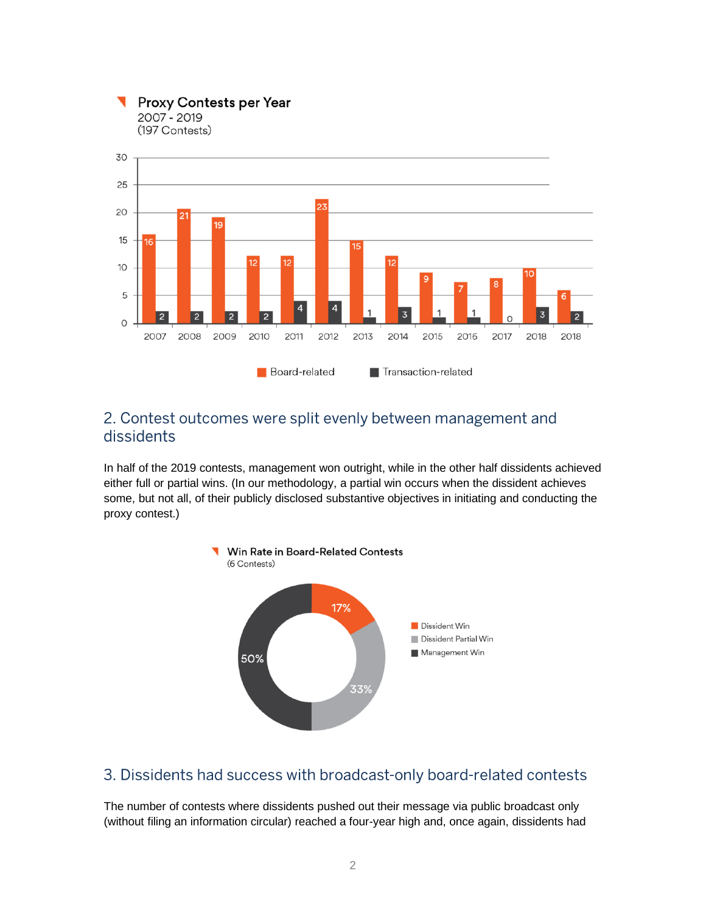**Proxy Contests per Year**
2007 - 2019
(197 Contests)

| Year | Board-related | Transaction-related |
|---|---|---|
| 2007 | 16 | 2 |
| 2008 | 21 | 2 |
| 2009 | 19 | 2 |
| 2010 | 12 | 2 |
| 2011 | 12 | 4 |
| 2012 | 23 | 4 |
| 2013 | 15 | 1 |
| 2014 | 12 | 3 |
| 2015 | 9 | 1 |
| 2016 | 7 | 1 |
| 2017 | 8 | 0 |
| 2018 | 10 | 3 |
| 2018 | 6 | 2 |

## 2. Contest outcomes were split evenly between management and dissidents

In half of the 2019 contests, management won outright, while in the other half dissidents achieved either full or partial wins. (In our methodology, a partial win occurs when the dissident achieves some, but not all, of their publicly disclosed substantive objectives in initiating and conducting the proxy contest.)

**Win Rate in Board-Related Contests**
(6 Contests)

| Outcome | Share |
|---|---|
| Dissident Win | 17% |
| Dissident Partial Win | 33% |
| Management Win | 50% |

## 3. Dissidents had success with broadcast-only board-related contests

The number of contests where dissidents pushed out their message via public broadcast only (without filing an information circular) reached a four-year high and, once again, dissidents had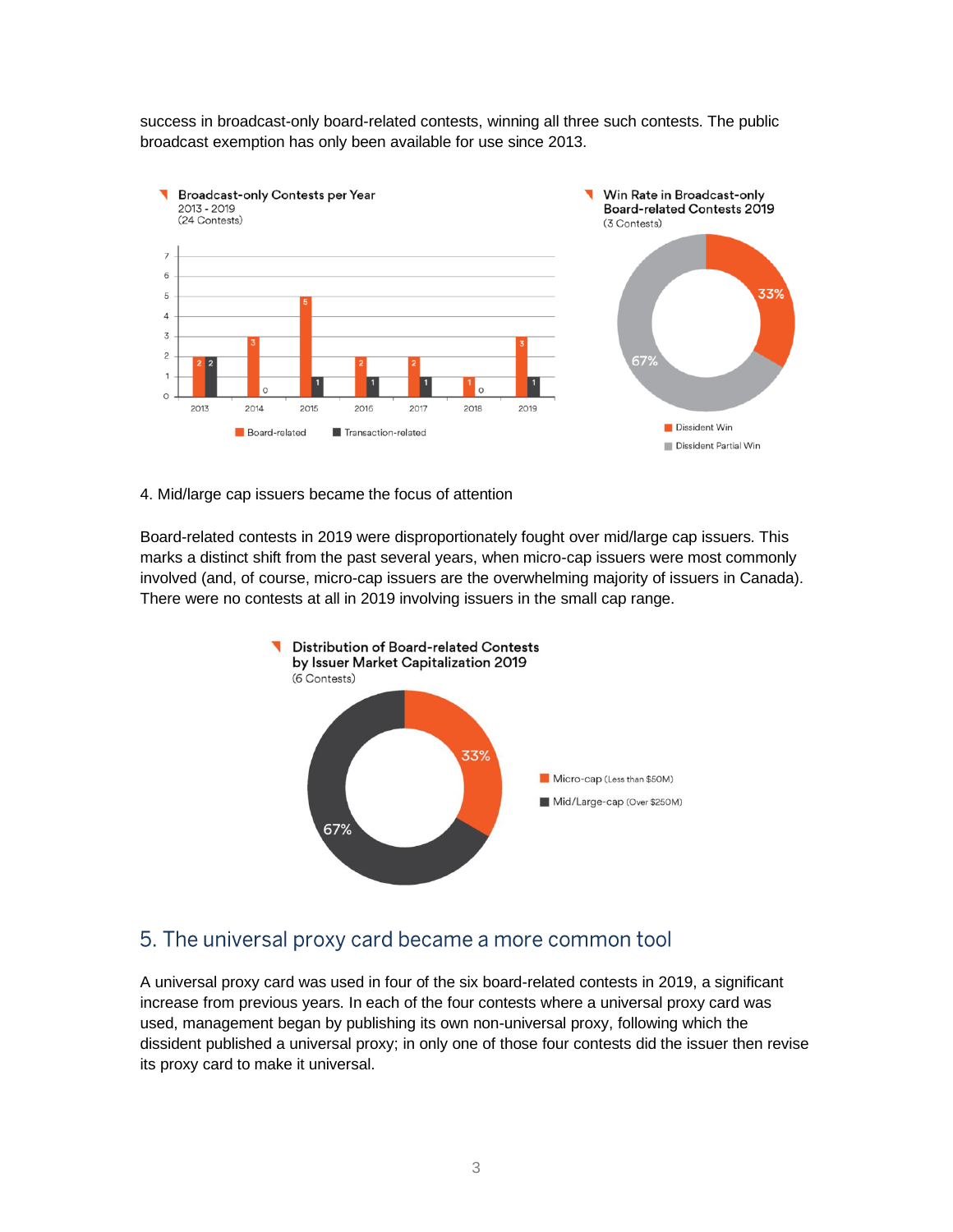success in broadcast-only board-related contests, winning all three such contests. The public broadcast exemption has only been available for use since 2013.

**Broadcast-only Contests per Year**
2013 - 2019
(24 Contests)

| Year | Board-related | Transaction-related |
|---|---|---|
| 2013 | 2 | 2 |
| 2014 | 3 | 0 |
| 2015 | 5 | 1 |
| 2016 | 2 | 1 |
| 2017 | 2 | 1 |
| 2018 | 1 | 0 |
| 2019 | 3 | 1 |

**Win Rate in Broadcast-only Board-related Contests 2019**
(3 Contests)

| Outcome | Share |
|---|---|
| Dissident Win | 33% |
| Dissident Partial Win | 67% |

4. Mid/large cap issuers became the focus of attention

Board-related contests in 2019 were disproportionately fought over mid/large cap issuers. This marks a distinct shift from the past several years, when micro-cap issuers were most commonly involved (and, of course, micro-cap issuers are the overwhelming majority of issuers in Canada). There were no contests at all in 2019 involving issuers in the small cap range.

**Distribution of Board-related Contests by Issuer Market Capitalization 2019**
(6 Contests)

| Market Capitalization | Share |
|---|---|
| Micro-cap (Less than $50M) | 33% |
| Mid/Large-cap (Over $250M) | 67% |

## 5. The universal proxy card became a more common tool

A universal proxy card was used in four of the six board-related contests in 2019, a significant increase from previous years. In each of the four contests where a universal proxy card was used, management began by publishing its own non-universal proxy, following which the dissident published a universal proxy; in only one of those four contests did the issuer then revise its proxy card to make it universal.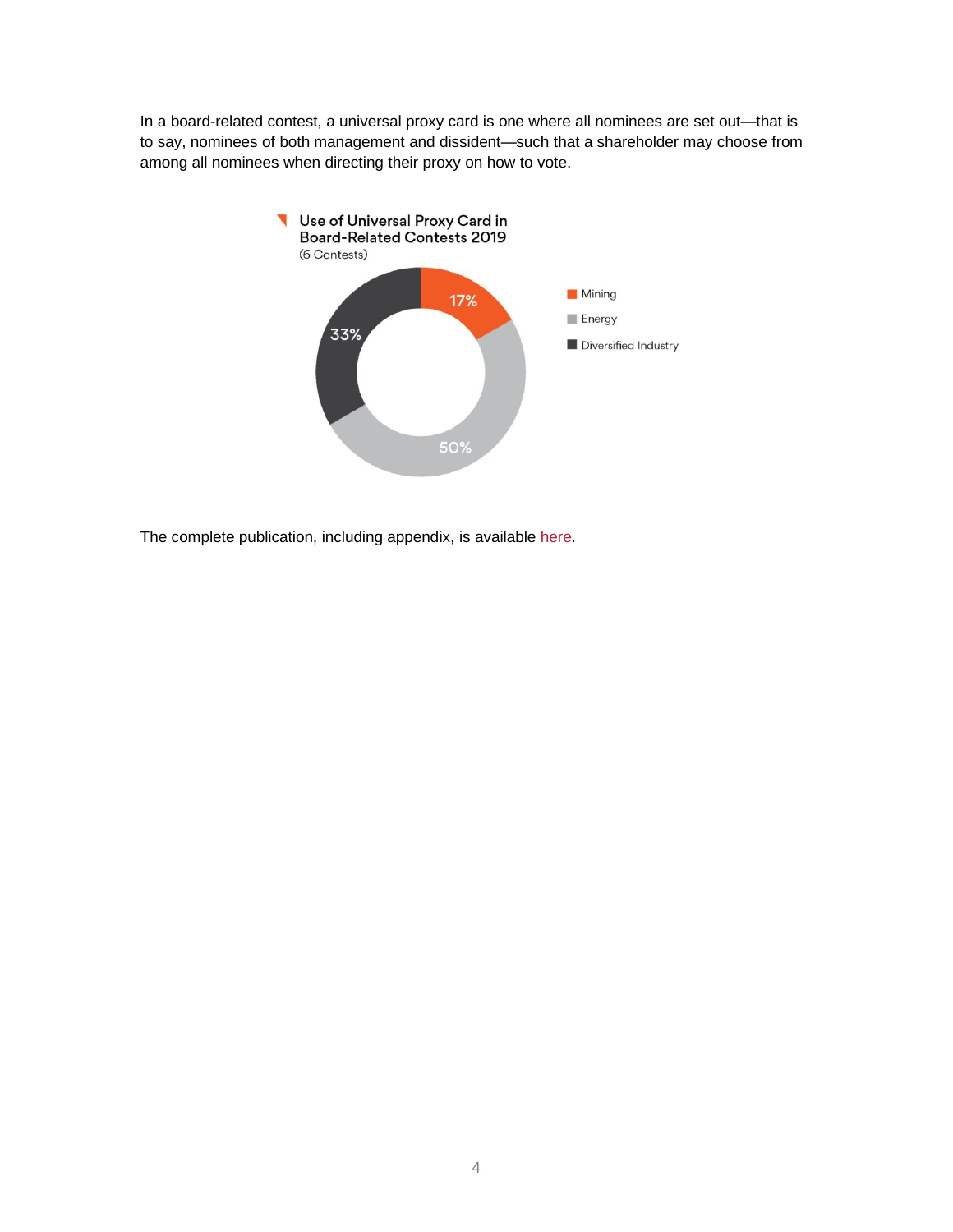In a board-related contest, a universal proxy card is one where all nominees are set out—that is to say, nominees of both management and dissident—such that a shareholder may choose from among all nominees when directing their proxy on how to vote.

Use of Universal Proxy Card in Board-Related Contests 2019
(6 Contests)

17%
33%
50%

Mining
Energy
Diversified Industry

The complete publication, including appendix, is available here.